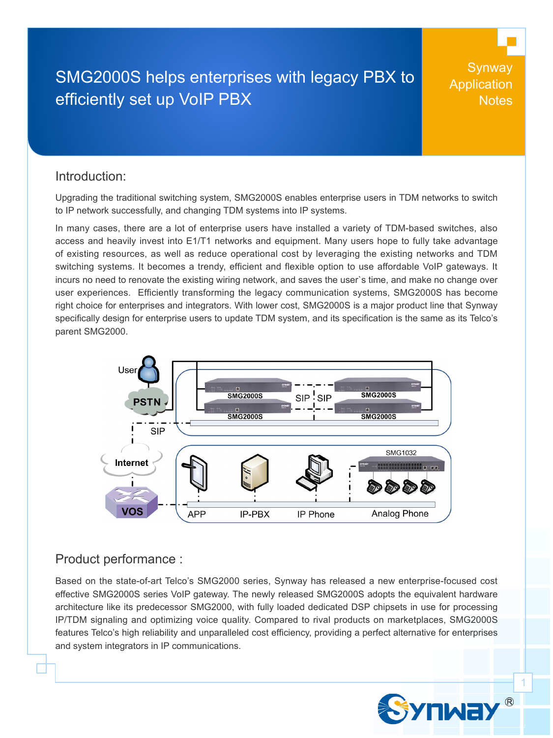# SMG2000S helps enterprises with legacy PBX to efficiently set up VoIP PBX

Synway Application Notes

## Introduction:

Upgrading the traditional switching system, SMG2000S enables enterprise users in TDM networks to switch to IP network successfully, and changing TDM systems into IP systems.

In many cases, there are a lot of enterprise users have installed a variety of TDM-based switches, also access and heavily invest into E1/T1 networks and equipment. Many users hope to fully take advantage of existing resources, as well as reduce operational cost by leveraging the existing networks and TDM switching systems. It becomes a trendy, efficient and flexible option to use affordable VoIP gateways. It incurs no need to renovate the existing wiring network, and saves the user`s time, and make no change over user experiences. Efficiently transforming the legacy communication systems, SMG2000S has become right choice for enterprises and integrators. With lower cost, SMG2000S is a major product line that Synway specifically design for enterprise users to update TDM system, and its specification is the same as its Telco's parent SMG2000.

## Product performance :

Based on the state-of-art Telco's SMG2000 series, Synway has released a new enterprise-focused cost effective SMG2000S series VoIP gateway. The newly released SMG2000S adopts the equivalent hardware architecture like its predecessor SMG2000, with fully loaded dedicated DSP chipsets in use for processing IP/TDM signaling and optimizing voice quality. Compared to rival products on marketplaces, SMG2000S features Telco's high reliability and unparalleled cost efficiency, providing a perfect alternative for enterprises and system integrators in IP communications.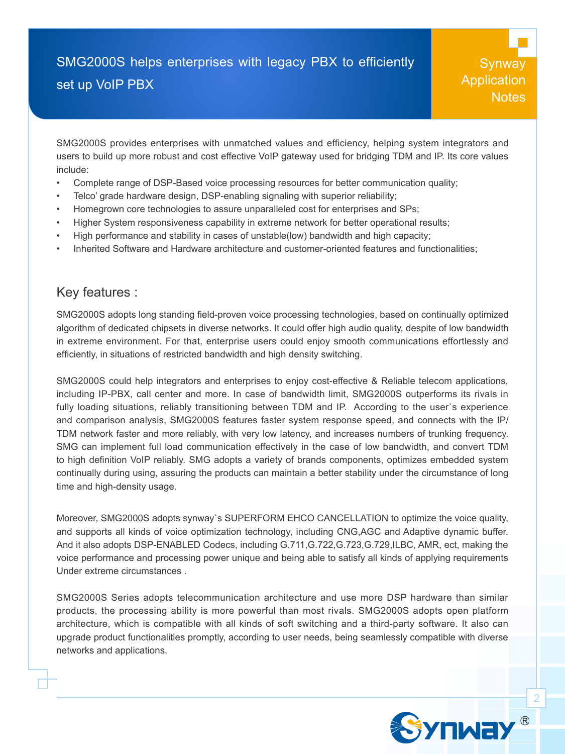# SMG2000S helps enterprises with legacy PBX to efficiently set up VoIP PBX

Synway Application Notes

SMG2000S provides enterprises with unmatched values and efficiency, helping system integrators and users to build up more robust and cost effective VoIP gateway used for bridging TDM and IP. Its core values include:

- Complete range of DSP-Based voice processing resources for better communication quality;
- Telco' grade hardware design, DSP-enabling signaling with superior reliability;
- Homegrown core technologies to assure unparalleled cost for enterprises and SPs;
- Higher System responsiveness capability in extreme network for better operational results;
- High performance and stability in cases of unstable(low) bandwidth and high capacity;
- Inherited Software and Hardware architecture and customer-oriented features and functionalities;

## Key features :

SMG2000S adopts long standing field-proven voice processing technologies, based on continually optimized algorithm of dedicated chipsets in diverse networks. It could offer high audio quality, despite of low bandwidth in extreme environment. For that, enterprise users could enjoy smooth communications effortlessly and efficiently, in situations of restricted bandwidth and high density switching.

SMG2000S could help integrators and enterprises to enjoy cost-effective & Reliable telecom applications, including IP-PBX, call center and more. In case of bandwidth limit, SMG2000S outperforms its rivals in fully loading situations, reliably transitioning between TDM and IP. According to the user`s experience and comparison analysis, SMG2000S features faster system response speed, and connects with the IP/TDM network faster and more reliably, with very low latency, and increases numbers of trunking frequency. SMG can implement full load communication effectively in the case of low bandwidth, and convert TDM to high definition VoIP reliably. SMG adopts a variety of brands components, optimizes embedded system continually during using, assuring the products can maintain a better stability under the circumstance of long time and high-density usage.

Moreover, SMG2000S adopts synway`s SUPERFORM EHCO CANCELLATION to optimize the voice quality, and supports all kinds of voice optimization technology, including CNG,AGC and Adaptive dynamic buffer. And it also adopts DSP-ENABLED Codecs, including G.711,G.722,G.723,G.729,ILBC, AMR, ect, making the voice performance and processing power unique and being able to satisfy all kinds of applying requirements Under extreme circumstances .

SMG2000S Series adopts telecommunication architecture and use more DSP hardware than similar products, the processing ability is more powerful than most rivals. SMG2000S adopts open platform architecture, which is compatible with all kinds of soft switching and a third-party software. It also can upgrade product functionalities promptly, according to user needs, being seamlessly compatible with diverse networks and applications.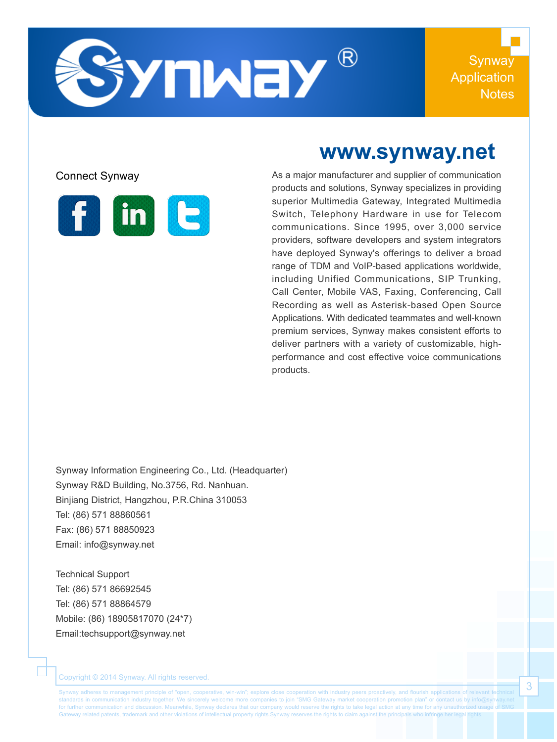Synway Application Notes

# www.synway.net

Connect Synway

As a major manufacturer and supplier of communication products and solutions, Synway specializes in providing superior Multimedia Gateway, Integrated Multimedia Switch, Telephony Hardware in use for Telecom communications. Since 1995, over 3,000 service providers, software developers and system integrators have deployed Synway's offerings to deliver a broad range of TDM and VoIP-based applications worldwide, including Unified Communications, SIP Trunking, Call Center, Mobile VAS, Faxing, Conferencing, Call Recording as well as Asterisk-based Open Source Applications. With dedicated teammates and well-known premium services, Synway makes consistent efforts to deliver partners with a variety of customizable, high-performance and cost effective voice communications products.

Synway Information Engineering Co., Ltd. (Headquarter)
Synway R&D Building, No.3756, Rd. Nanhuan.
Binjiang District, Hangzhou, P.R.China 310053
Tel: (86) 571 88860561
Fax: (86) 571 88850923
Email: info@synway.net

Technical Support
Tel: (86) 571 86692545
Tel: (86) 571 88864579
Mobile: (86) 18905817070 (24*7)
Email:techsupport@synway.net

Copyright © 2014 Synway. All rights reserved.

Synway adheres to management principle of "open, cooperative, win-win", explore close cooperation with industry peers proactively, and flourish applications of relevant technical standards in communication industry together. We sincerely welcome more companies to join "SMG Gateway market cooperation promotion plan" or contact us by info@synway.net for further communication and discussion. Meanwhile, Synway declares that our company would reserve the rights to take legal action at any time for any unauthorized usage of SMG Gateway related patents, trademark and other violations of intellectual property rights.Synway reserves the rights to claim against the principals who infringe her legal rights.